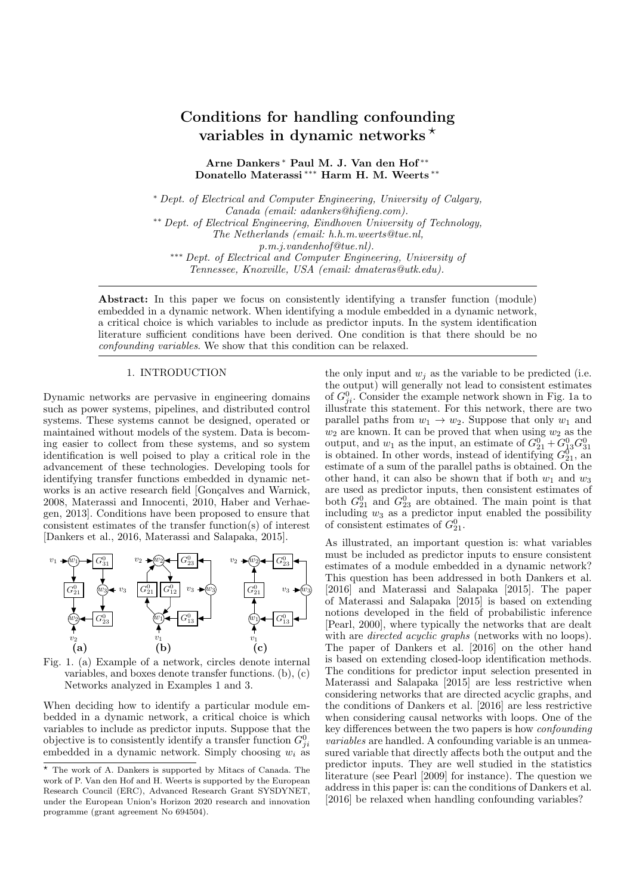# Conditions for handling confounding variables in dynamic networks ⋆

**Arne Dankers** [*] **Paul M. J. Van den Hof** [**] **Donatello Materassi** [***] **Harm H. M. Weerts** [**]

[*] *Dept. of Electrical and Computer Engineering, University of Calgary, Canada (email: adankers@hifieng.com).*
[**] *Dept. of Electrical Engineering, Eindhoven University of Technology, The Netherlands (email: h.h.m.weerts@tue.nl, p.m.j.vandenhof@tue.nl).*
[***] *Dept. of Electrical and Computer Engineering, University of Tennessee, Knoxville, USA (email: dmateras@utk.edu).*

**Abstract:** In this paper we focus on consistently identifying a transfer function (module) embedded in a dynamic network. When identifying a module embedded in a dynamic network, a critical choice is which variables to include as predictor inputs. In the system identification literature sufficient conditions have been derived. One condition is that there should be no *confounding variables*. We show that this condition can be relaxed.

## 1. INTRODUCTION

Dynamic networks are pervasive in engineering domains such as power systems, pipelines, and distributed control systems. These systems cannot be designed, operated or maintained without models of the system. Data is becoming easier to collect from these systems, and so system identification is well poised to play a critical role in the advancement of these technologies. Developing tools for identifying transfer functions embedded in dynamic networks is an active research field [Gonçalves and Warnick, 2008, Materassi and Innocenti, 2010, Haber and Verhaegen, 2013]. Conditions have been proposed to ensure that consistent estimates of the transfer function(s) of interest [Dankers et al., 2016, Materassi and Salapaka, 2015].

Fig. 1. (a) Example of a network, circles denote internal variables, and boxes denote transfer functions. (b), (c) Networks analyzed in Examples 1 and 3.

When deciding how to identify a particular module embedded in a dynamic network, a critical choice is which variables to include as predictor inputs. Suppose that the objective is to consistently identify a transfer function $G^0_{ji}$ embedded in a dynamic network. Simply choosing $w_i$ as the only input and $w_j$ as the variable to be predicted (i.e. the output) will generally not lead to consistent estimates of $G^0_{ji}$. Consider the example network shown in Fig. 1a to illustrate this statement. For this network, there are two parallel paths from $w_1 \to w_2$. Suppose that only $w_1$ and $w_2$ are known. It can be proved that when using $w_2$ as the output, and $w_1$ as the input, an estimate of $G^0_{21} + G^0_{13}G^0_{31}$ is obtained. In other words, instead of identifying $G^0_{21}$, an estimate of a sum of the parallel paths is obtained. On the other hand, it can also be shown that if both $w_1$ and $w_3$ are used as predictor inputs, then consistent estimates of both $G^0_{21}$ and $G^0_{23}$ are obtained. The main point is that including $w_3$ as a predictor input enabled the possibility of consistent estimates of $G^0_{21}$.

As illustrated, an important question is: what variables must be included as predictor inputs to ensure consistent estimates of a module embedded in a dynamic network? This question has been addressed in both Dankers et al. [2016] and Materassi and Salapaka [2015]. The paper of Materassi and Salapaka [2015] is based on extending notions developed in the field of probabilistic inference [Pearl, 2000], where typically the networks that are dealt with are *directed acyclic graphs* (networks with no loops). The paper of Dankers et al. [2016] on the other hand is based on extending closed-loop identification methods. The conditions for predictor input selection presented in Materassi and Salapaka [2015] are less restrictive when considering networks that are directed acyclic graphs, and the conditions of Dankers et al. [2016] are less restrictive when considering causal networks with loops. One of the key differences between the two papers is how *confounding variables* are handled. A confounding variable is an unmeasured variable that directly affects both the output and the predictor inputs. They are well studied in the statistics literature (see Pearl [2009] for instance). The question we address in this paper is: can the conditions of Dankers et al. [2016] be relaxed when handling confounding variables?

⋆ The work of A. Dankers is supported by Mitacs of Canada. The work of P. Van den Hof and H. Weerts is supported by the European Research Council (ERC), Advanced Research Grant SYSDYNET, under the European Union's Horizon 2020 research and innovation programme (grant agreement No 694504).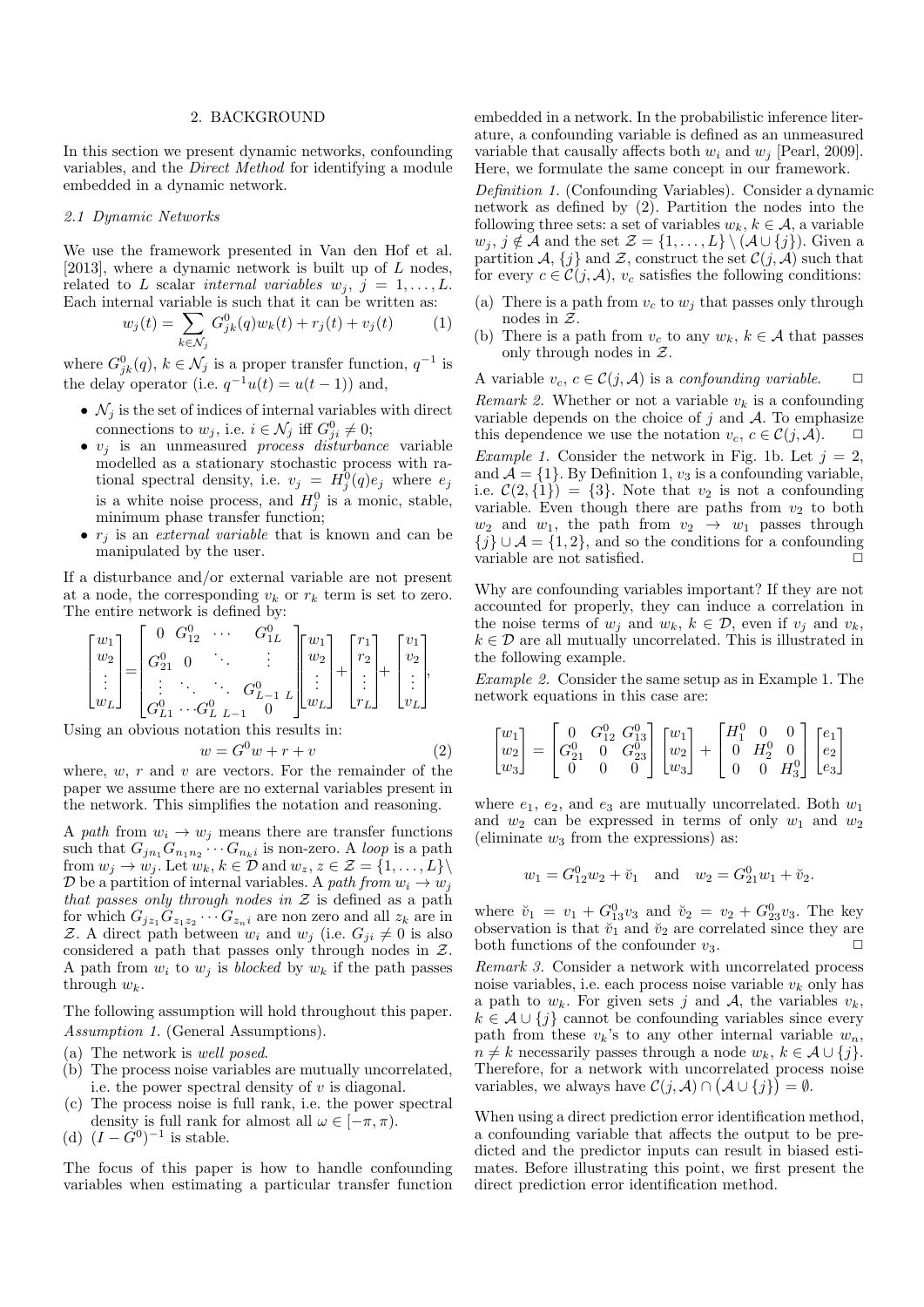## 2. BACKGROUND

In this section we present dynamic networks, confounding variables, and the *Direct Method* for identifying a module embedded in a dynamic network.

### 2.1 Dynamic Networks

We use the framework presented in Van den Hof et al. [2013], where a dynamic network is built up of $L$ nodes, related to $L$ scalar *internal variables* $w_j$, $j = 1,\dots,L$. Each internal variable is such that it can be written as:

$$w_j(t) = \sum_{k\in\mathcal{N}_j} G^0_{jk}(q)w_k(t) + r_j(t) + v_j(t) \qquad (1)$$

where $G^0_{jk}(q)$, $k \in \mathcal{N}_j$ is a proper transfer function, $q^{-1}$ is the delay operator (i.e. $q^{-1}u(t) = u(t-1)$) and,

- $\mathcal{N}_j$ is the set of indices of internal variables with direct connections to $w_j$, i.e. $i \in \mathcal{N}_j$ iff $G^0_{ji} \neq 0$;
- $v_j$ is an unmeasured *process disturbance* variable modelled as a stationary stochastic process with rational spectral density, i.e. $v_j = H^0_j(q)e_j$ where $e_j$ is a white noise process, and $H^0_j$ is a monic, stable, minimum phase transfer function;
- $r_j$ is an *external variable* that is known and can be manipulated by the user.

If a disturbance and/or external variable are not present at a node, the corresponding $v_k$ or $r_k$ term is set to zero. The entire network is defined by:

$$\begin{bmatrix} w_1\\ w_2\\ \vdots\\ w_L\end{bmatrix} = \begin{bmatrix} 0 & G^0_{12} & \cdots & G^0_{1L}\\ G^0_{21} & 0 & \ddots & \vdots\\ \vdots & \ddots & \ddots & G^0_{L-1\ L}\\ G^0_{L1} & \cdots & G^0_{L\ L-1} & 0\end{bmatrix}\begin{bmatrix} w_1\\ w_2\\ \vdots\\ w_L\end{bmatrix} + \begin{bmatrix} r_1\\ r_2\\ \vdots\\ r_L\end{bmatrix} + \begin{bmatrix} v_1\\ v_2\\ \vdots\\ v_L\end{bmatrix},$$

Using an obvious notation this results in:

$$w = G^0 w + r + v \qquad (2)$$

where, $w$, $r$ and $v$ are vectors. For the remainder of the paper we assume there are no external variables present in the network. This simplifies the notation and reasoning.

A *path* from $w_i \to w_j$ means there are transfer functions such that $G_{jn_1}G_{n_1n_2}\cdots G_{n_ki}$ is non-zero. A *loop* is a path from $w_j \to w_j$. Let $w_k$, $k \in \mathcal{D}$ and $w_z$, $z \in \mathcal{Z} = \{1,\dots,L\}\setminus\mathcal{D}$ be a partition of internal variables. A *path from* $w_i \to w_j$ *that passes only through nodes in* $\mathcal{Z}$ is defined as a path for which $G_{jz_1}G_{z_1z_2}\cdots G_{z_ni}$ are non zero and all $z_k$ are in $\mathcal{Z}$. A direct path between $w_i$ and $w_j$ (i.e. $G_{ji} \neq 0$ is also considered a path that passes only through nodes in $\mathcal{Z}$. A path from $w_i$ to $w_j$ is *blocked* by $w_k$ if the path passes through $w_k$.

The following assumption will hold throughout this paper.

*Assumption 1.* (General Assumptions).

(a) The network is *well posed*.
(b) The process noise variables are mutually uncorrelated, i.e. the power spectral density of $v$ is diagonal.
(c) The process noise is full rank, i.e. the power spectral density is full rank for almost all $\omega \in [-\pi,\pi)$.
(d) $(I - G^0)^{-1}$ is stable.

The focus of this paper is how to handle confounding variables when estimating a particular transfer function embedded in a network. In the probabilistic inference literature, a confounding variable is defined as an unmeasured variable that causally affects both $w_i$ and $w_j$ [Pearl, 2009]. Here, we formulate the same concept in our framework.

*Definition 1.* (Confounding Variables). Consider a dynamic network as defined by (2). Partition the nodes into the following three sets: a set of variables $w_k$, $k \in \mathcal{A}$, a variable $w_j$, $j \notin \mathcal{A}$ and the set $\mathcal{Z} = \{1,\dots,L\}\setminus(\mathcal{A}\cup\{j\})$. Given a partition $\mathcal{A}$, $\{j\}$ and $\mathcal{Z}$, construct the set $\mathcal{C}(j,\mathcal{A})$ such that for every $c \in \mathcal{C}(j,\mathcal{A})$, $v_c$ satisfies the following conditions:

(a) There is a path from $v_c$ to $w_j$ that passes only through nodes in $\mathcal{Z}$.
(b) There is a path from $v_c$ to any $w_k$, $k \in \mathcal{A}$ that passes only through nodes in $\mathcal{Z}$.

A variable $v_c$, $c \in \mathcal{C}(j,\mathcal{A})$ is a *confounding variable*. □

*Remark 2.* Whether or not a variable $v_k$ is a confounding variable depends on the choice of $j$ and $\mathcal{A}$. To emphasize this dependence we use the notation $v_c$, $c \in \mathcal{C}(j,\mathcal{A})$. □

*Example 1.* Consider the network in Fig. 1b. Let $j = 2$, and $\mathcal{A} = \{1\}$. By Definition 1, $v_3$ is a confounding variable, i.e. $\mathcal{C}(2,\{1\}) = \{3\}$. Note that $v_2$ is not a confounding variable. Even though there are paths from $v_2$ to both $w_2$ and $w_1$, the path from $v_2 \to w_1$ passes through $\{j\}\cup\mathcal{A} = \{1,2\}$, and so the conditions for a confounding variable are not satisfied. □

Why are confounding variables important? If they are not accounted for properly, they can induce a correlation in the noise terms of $w_j$ and $w_k$, $k \in \mathcal{D}$, even if $v_j$ and $v_k$, $k \in \mathcal{D}$ are all mutually uncorrelated. This is illustrated in the following example.

*Example 2.* Consider the same setup as in Example 1. The network equations in this case are:

$$\begin{bmatrix} w_1\\ w_2\\ w_3\end{bmatrix} = \begin{bmatrix} 0 & G^0_{12} & G^0_{13}\\ G^0_{21} & 0 & G^0_{23}\\ 0 & 0 & 0\end{bmatrix}\begin{bmatrix} w_1\\ w_2\\ w_3\end{bmatrix} + \begin{bmatrix} H^0_1 & 0 & 0\\ 0 & H^0_2 & 0\\ 0 & 0 & H^0_3\end{bmatrix}\begin{bmatrix} e_1\\ e_2\\ e_3\end{bmatrix}$$

where $e_1$, $e_2$, and $e_3$ are mutually uncorrelated. Both $w_1$ and $w_2$ can be expressed in terms of only $w_1$ and $w_2$ (eliminate $w_3$ from the expressions) as:

$$w_1 = G^0_{12}w_2 + \breve{v}_1 \quad \text{and} \quad w_2 = G^0_{21}w_1 + \breve{v}_2.$$

where $\breve{v}_1 = v_1 + G^0_{13}v_3$ and $\breve{v}_2 = v_2 + G^0_{23}v_3$. The key observation is that $\breve{v}_1$ and $\breve{v}_2$ are correlated since they are both functions of the confounder $v_3$. □

*Remark 3.* Consider a network with uncorrelated process noise variables, i.e. each process noise variable $v_k$ only has a path to $w_k$. For given sets $j$ and $\mathcal{A}$, the variables $v_k$, $k \in \mathcal{A}\cup\{j\}$ cannot be confounding variables since every path from these $v_k$'s to any other internal variable $w_n$, $n \neq k$ necessarily passes through a node $w_k$, $k \in \mathcal{A}\cup\{j\}$. Therefore, for a network with uncorrelated process noise variables, we always have $\mathcal{C}(j,\mathcal{A})\cap\big(\mathcal{A}\cup\{j\}\big) = \emptyset$.

When using a direct prediction error identification method, a confounding variable that affects the output to be predicted and the predictor inputs can result in biased estimates. Before illustrating this point, we first present the direct prediction error identification method.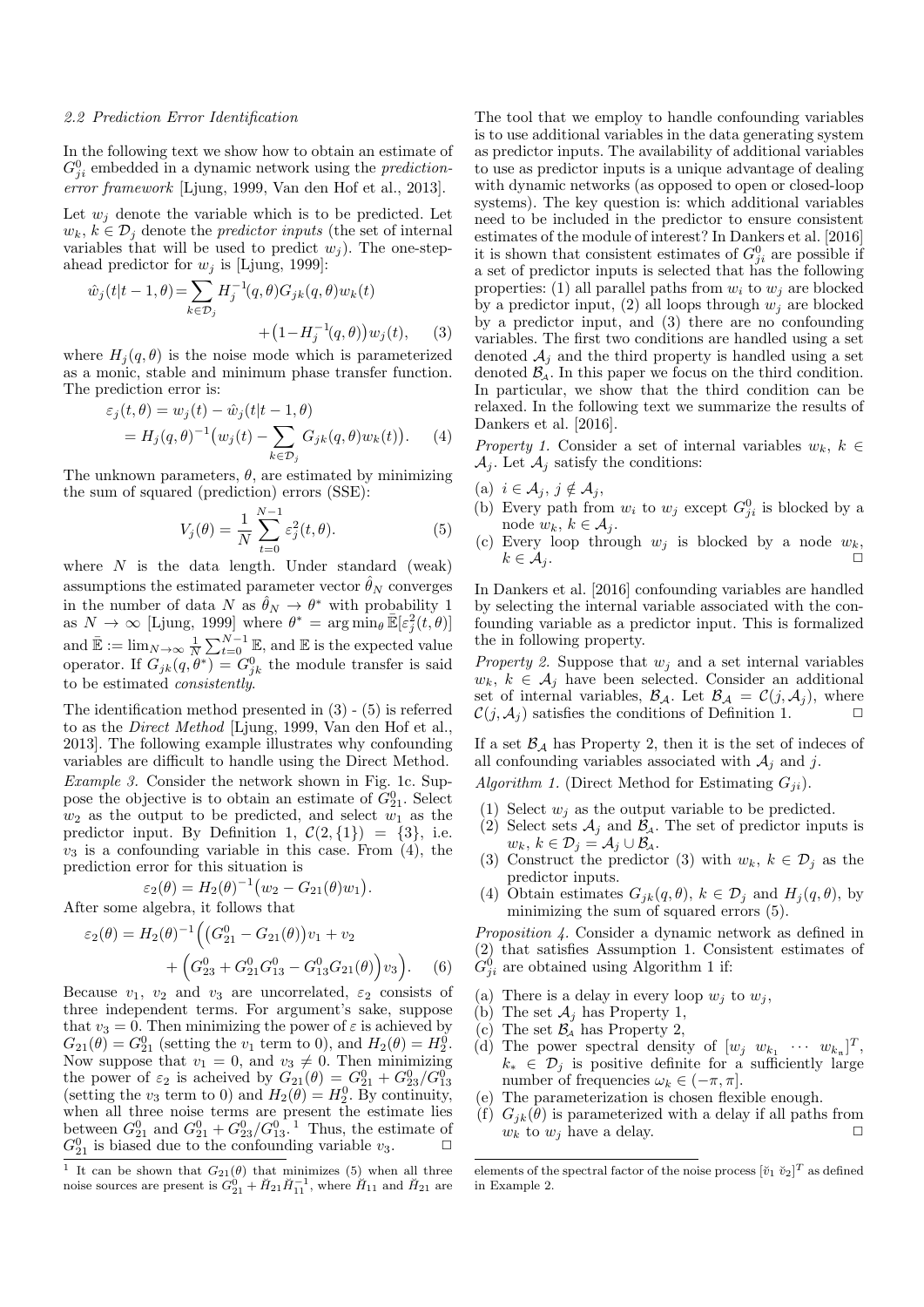### 2.2 Prediction Error Identification

In the following text we show how to obtain an estimate of $G^0_{ji}$ embedded in a dynamic network using the *prediction-error framework* [Ljung, 1999, Van den Hof et al., 2013].

Let $w_j$ denote the variable which is to be predicted. Let $w_k$, $k \in \mathcal{D}_j$ denote the *predictor inputs* (the set of internal variables that will be used to predict $w_j$). The one-step-ahead predictor for $w_j$ is [Ljung, 1999]:

$$\hat{w}_j(t|t-1,\theta) = \sum_{k\in\mathcal{D}_j} H_j^{-1}(q,\theta)G_{jk}(q,\theta)w_k(t) + \big(1-H_j^{-1}(q,\theta)\big)w_j(t), \quad (3)$$

where $H_j(q,\theta)$ is the noise mode which is parameterized as a monic, stable and minimum phase transfer function. The prediction error is:

$$\varepsilon_j(t,\theta) = w_j(t) - \hat{w}_j(t|t-1,\theta) = H_j(q,\theta)^{-1}\big(w_j(t) - \sum_{k\in\mathcal{D}_j} G_{jk}(q,\theta)w_k(t)\big). \quad (4)$$

The unknown parameters, $\theta$, are estimated by minimizing the sum of squared (prediction) errors (SSE):

$$V_j(\theta) = \frac{1}{N}\sum_{t=0}^{N-1}\varepsilon_j^2(t,\theta). \quad (5)$$

where $N$ is the data length. Under standard (weak) assumptions the estimated parameter vector $\hat{\theta}_N$ converges in the number of data $N$ as $\hat{\theta}_N \to \theta^*$ with probability 1 as $N \to \infty$ [Ljung, 1999] where $\theta^* = \arg\min_\theta \bar{\mathbb{E}}[\varepsilon_j^2(t,\theta)]$ and $\bar{\mathbb{E}} := \lim_{N\to\infty}\frac{1}{N}\sum_{t=0}^{N-1}\mathbb{E}$, and $\mathbb{E}$ is the expected value operator. If $G_{jk}(q,\theta^*) = G^0_{jk}$ the module transfer is said to be estimated *consistently*.

The identification method presented in (3) - (5) is referred to as the *Direct Method* [Ljung, 1999, Van den Hof et al., 2013]. The following example illustrates why confounding variables are difficult to handle using the Direct Method.

*Example 3.* Consider the network shown in Fig. 1c. Suppose the objective is to obtain an estimate of $G^0_{21}$. Select $w_2$ as the output to be predicted, and select $w_1$ as the predictor input. By Definition 1, $\mathcal{C}(2,\{1\}) = \{3\}$, i.e. $v_3$ is a confounding variable in this case. From (4), the prediction error for this situation is

$$\varepsilon_2(\theta) = H_2(\theta)^{-1}\big(w_2 - G_{21}(\theta)w_1\big).$$

After some algebra, it follows that

$$\varepsilon_2(\theta) = H_2(\theta)^{-1}\Big(\big(G^0_{21} - G_{21}(\theta)\big)v_1 + v_2 + \Big(G^0_{23} + G^0_{21}G^0_{13} - G^0_{13}G_{21}(\theta)\Big)v_3\Big). \quad (6)$$

Because $v_1$, $v_2$ and $v_3$ are uncorrelated, $\varepsilon_2$ consists of three independent terms. For argument's sake, suppose that $v_3 = 0$. Then minimizing the power of $\varepsilon$ is achieved by $G_{21}(\theta) = G^0_{21}$ (setting the $v_1$ term to 0), and $H_2(\theta) = H^0_2$. Now suppose that $v_1 = 0$, and $v_3 \neq 0$. Then minimizing the power of $\varepsilon_2$ is acheived by $G_{21}(\theta) = G^0_{21} + G^0_{23}/G^0_{13}$ (setting the $v_3$ term to 0) and $H_2(\theta) = H^0_2$. By continuity, when all three noise terms are present the estimate lies between $G^0_{21}$ and $G^0_{21} + G^0_{23}/G^0_{13}$.[1] Thus, the estimate of $G^0_{21}$ is biased due to the confounding variable $v_3$. $\square$

The tool that we employ to handle confounding variables is to use additional variables in the data generating system as predictor inputs. The availability of additional variables to use as predictor inputs is a unique advantage of dealing with dynamic networks (as opposed to open or closed-loop systems). The key question is: which additional variables need to be included in the predictor to ensure consistent estimates of the module of interest? In Dankers et al. [2016] it is shown that consistent estimates of $G^0_{ji}$ are possible if a set of predictor inputs is selected that has the following properties: (1) all parallel paths from $w_i$ to $w_j$ are blocked by a predictor input, (2) all loops through $w_j$ are blocked by a predictor input, and (3) there are no confounding variables. The first two conditions are handled using a set denoted $\mathcal{A}_j$ and the third property is handled using a set denoted $\mathcal{B}_\mathcal{A}$. In this paper we focus on the third condition. In particular, we show that the third condition can be relaxed. In the following text we summarize the results of Dankers et al. [2016].

*Property 1.* Consider a set of internal variables $w_k$, $k \in \mathcal{A}_j$. Let $\mathcal{A}_j$ satisfy the conditions:

(a) $i \in \mathcal{A}_j$, $j \notin \mathcal{A}_j$,
(b) Every path from $w_i$ to $w_j$ except $G^0_{ji}$ is blocked by a node $w_k$, $k \in \mathcal{A}_j$.
(c) Every loop through $w_j$ is blocked by a node $w_k$, $k \in \mathcal{A}_j$. $\square$

In Dankers et al. [2016] confounding variables are handled by selecting the internal variable associated with the confounding variable as a predictor input. This is formalized the in following property.

*Property 2.* Suppose that $w_j$ and a set internal variables $w_k$, $k \in \mathcal{A}_j$ have been selected. Consider an additional set of internal variables, $\mathcal{B}_\mathcal{A}$. Let $\mathcal{B}_\mathcal{A} = \mathcal{C}(j,\mathcal{A}_j)$, where $\mathcal{C}(j,\mathcal{A}_j)$ satisfies the conditions of Definition 1. $\square$

If a set $\mathcal{B}_\mathcal{A}$ has Property 2, then it is the set of indeces of all confounding variables associated with $\mathcal{A}_j$ and $j$.

*Algorithm 1.* (Direct Method for Estimating $G_{ji}$).

(1) Select $w_j$ as the output variable to be predicted.
(2) Select sets $\mathcal{A}_j$ and $\mathcal{B}_\mathcal{A}$. The set of predictor inputs is $w_k$, $k \in \mathcal{D}_j = \mathcal{A}_j \cup \mathcal{B}_\mathcal{A}$.
(3) Construct the predictor (3) with $w_k$, $k \in \mathcal{D}_j$ as the predictor inputs.
(4) Obtain estimates $G_{jk}(q,\theta)$, $k \in \mathcal{D}_j$ and $H_j(q,\theta)$, by minimizing the sum of squared errors (5).

*Proposition 4.* Consider a dynamic network as defined in (2) that satisfies Assumption 1. Consistent estimates of $G^0_{ji}$ are obtained using Algorithm 1 if:

(a) There is a delay in every loop $w_j$ to $w_j$,
(b) The set $\mathcal{A}_j$ has Property 1,
(c) The set $\mathcal{B}_\mathcal{A}$ has Property 2,
(d) The power spectral density of $[w_j\ w_{k_1}\ \cdots\ w_{k_n}]^T$, $k_* \in \mathcal{D}_j$ is positive definite for a sufficiently large number of frequencies $\omega_k \in (-\pi,\pi]$.
(e) The parameterization is chosen flexible enough.
(f) $G_{jk}(\theta)$ is parameterized with a delay if all paths from $w_k$ to $w_j$ have a delay. $\square$

---

[1] It can be shown that $G_{21}(\theta)$ that minimizes (5) when all three noise sources are present is $G^0_{21} + \breve{H}_{21}\breve{H}_{11}^{-1}$, where $\breve{H}_{11}$ and $\breve{H}_{21}$ are elements of the spectral factor of the noise process $[\breve{v}_1\ \breve{v}_2]^T$ as defined in Example 2.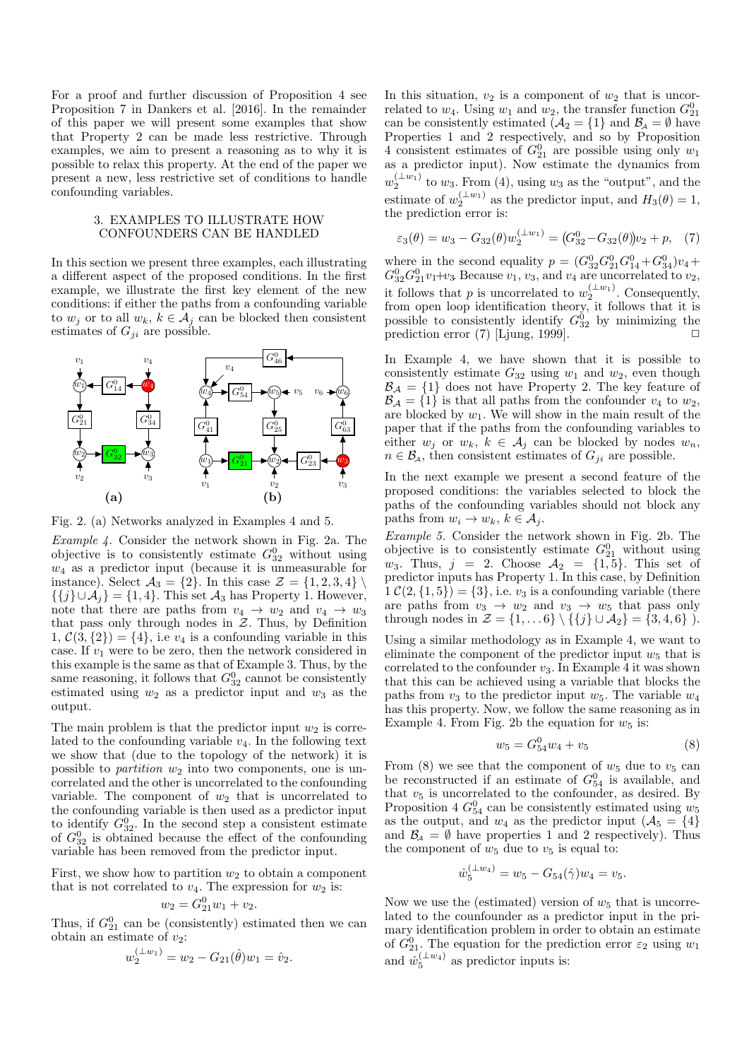For a proof and further discussion of Proposition 4 see Proposition 7 in Dankers et al. [2016]. In the remainder of this paper we will present some examples that show that Property 2 can be made less restrictive. Through examples, we aim to present a reasoning as to why it is possible to relax this property. At the end of the paper we present a new, less restrictive set of conditions to handle confounding variables.

## 3. EXAMPLES TO ILLUSTRATE HOW CONFOUNDERS CAN BE HANDLED

In this section we present three examples, each illustrating a different aspect of the proposed conditions. In the first example, we illustrate the first key element of the new conditions: if either the paths from a confounding variable to $w_j$ or to all $w_k$, $k \in \mathcal{A}_j$ can be blocked then consistent estimates of $G_{ji}$ are possible.

Fig. 2. (a) Networks analyzed in Examples 4 and 5.

*Example 4.* Consider the network shown in Fig. 2a. The objective is to consistently estimate $G^0_{32}$ without using $w_4$ as a predictor input (because it is unmeasurable for instance). Select $\mathcal{A}_3 = \{2\}$. In this case $\mathcal{Z} = \{1,2,3,4\} \setminus \{\{j\} \cup \mathcal{A}_j\} = \{1,4\}$. This set $\mathcal{A}_3$ has Property 1. However, note that there are paths from $v_4 \to w_2$ and $v_4 \to w_3$ that pass only through nodes in $\mathcal{Z}$. Thus, by Definition 1, $\mathcal{C}(3,\{2\}) = \{4\}$, i.e $v_4$ is a confounding variable in this case. If $v_1$ were to be zero, then the network considered in this example is the same as that of Example 3. Thus, by the same reasoning, it follows that $G^0_{32}$ cannot be consistently estimated using $w_2$ as a predictor input and $w_3$ as the output.

The main problem is that the predictor input $w_2$ is correlated to the confounding variable $v_4$. In the following text we show that (due to the topology of the network) it is possible to *partition* $w_2$ into two components, one is uncorrelated and the other is uncorrelated to the confounding variable. The component of $w_2$ that is uncorrelated to the confounding variable is then used as a predictor input to identify $G^0_{32}$. In the second step a consistent estimate of $G^0_{32}$ is obtained because the effect of the confounding variable has been removed from the predictor input.

First, we show how to partition $w_2$ to obtain a component that is not correlated to $v_4$. The expression for $w_2$ is:

$$w_2 = G^0_{21} w_1 + v_2.$$

Thus, if $G^0_{21}$ can be (consistently) estimated then we can obtain an estimate of $v_2$:

$$w_2^{(\perp w_1)} = w_2 - G_{21}(\hat{\theta}) w_1 = \hat{v}_2.$$

In this situation, $v_2$ is a component of $w_2$ that is uncorrelated to $w_4$. Using $w_1$ and $w_2$, the transfer function $G^0_{21}$ can be consistently estimated ($\mathcal{A}_2 = \{1\}$ and $\mathcal{B}_{\mathcal{A}} = \emptyset$ have Properties 1 and 2 respectively, and so by Proposition 4 consistent estimates of $G^0_{21}$ are possible using only $w_1$ as a predictor input). Now estimate the dynamics from $w_2^{(\perp w_1)}$ to $w_3$. From (4), using $w_3$ as the "output", and the estimate of $w_2^{(\perp w_1)}$ as the predictor input, and $H_3(\theta) = 1$, the prediction error is:

$$\varepsilon_3(\theta) = w_3 - G_{32}(\theta) w_2^{(\perp w_1)} = \big(G^0_{32} - G_{32}(\theta)\big) v_2 + p, \quad (7)$$

where in the second equality $p = (G^0_{32}G^0_{21}G^0_{14} + G^0_{34})v_4 + G^0_{32}G^0_{21}v_1 + v_3$. Because $v_1$, $v_3$, and $v_4$ are uncorrelated to $v_2$, it follows that $p$ is uncorrelated to $w_2^{(\perp w_1)}$. Consequently, from open loop identification theory, it follows that it is possible to consistently identify $G^0_{32}$ by minimizing the prediction error (7) [Ljung, 1999]. □

In Example 4, we have shown that it is possible to consistently estimate $G_{32}$ using $w_1$ and $w_2$, even though $\mathcal{B}_{\mathcal{A}} = \{1\}$ does not have Property 2. The key feature of $\mathcal{B}_{\mathcal{A}} = \{1\}$ is that all paths from the confounder $v_4$ to $w_2$, are blocked by $w_1$. We will show in the main result of the paper that if the paths from the confounding variables to either $w_j$ or $w_k$, $k \in \mathcal{A}_j$ can be blocked by nodes $w_n$, $n \in \mathcal{B}_{\mathcal{A}}$, then consistent estimates of $G_{ji}$ are possible.

In the next example we present a second feature of the proposed conditions: the variables selected to block the paths of the confounding variables should not block any paths from $w_i \to w_k$, $k \in \mathcal{A}_j$.

*Example 5.* Consider the network shown in Fig. 2b. The objective is to consistently estimate $G^0_{21}$ without using $w_3$. Thus, $j = 2$. Choose $\mathcal{A}_2 = \{1,5\}$. This set of predictor inputs has Property 1. In this case, by Definition 1 $\mathcal{C}(2,\{1,5\}) = \{3\}$, i.e. $v_3$ is a confounding variable (there are paths from $v_3 \to w_2$ and $v_3 \to w_5$ that pass only through nodes in $\mathcal{Z} = \{1,\ldots 6\} \setminus \{\{j\} \cup \mathcal{A}_2\} = \{3,4,6\}$ ).

Using a similar methodology as in Example 4, we want to eliminate the component of the predictor input $w_5$ that is correlated to the confounder $v_3$. In Example 4 it was shown that this can be achieved using a variable that blocks the paths from $v_3$ to the predictor input $w_5$. The variable $w_4$ has this property. Now, we follow the same reasoning as in Example 4. From Fig. 2b the equation for $w_5$ is:

$$w_5 = G^0_{54} w_4 + v_5 \quad (8)$$

From (8) we see that the component of $w_5$ due to $v_5$ can be reconstructed if an estimate of $G^0_{54}$ is available, and that $v_5$ is uncorrelated to the confounder, as desired. By Proposition 4 $G^0_{54}$ can be consistently estimated using $w_5$ as the output, and $w_4$ as the predictor input ($\mathcal{A}_5 = \{4\}$ and $\mathcal{B}_{\mathcal{A}} = \emptyset$ have properties 1 and 2 respectively). Thus the component of $w_5$ due to $v_5$ is equal to:

$$\hat{w}_5^{(\perp w_4)} = w_5 - G_{54}(\hat{\gamma}) w_4 = v_5.$$

Now we use the (estimated) version of $w_5$ that is uncorrelated to the counfounder as a predictor input in the primary identification problem in order to obtain an estimate of $G^0_{21}$. The equation for the prediction error $\varepsilon_2$ using $w_1$ and $\hat{w}_5^{(\perp w_4)}$ as predictor inputs is: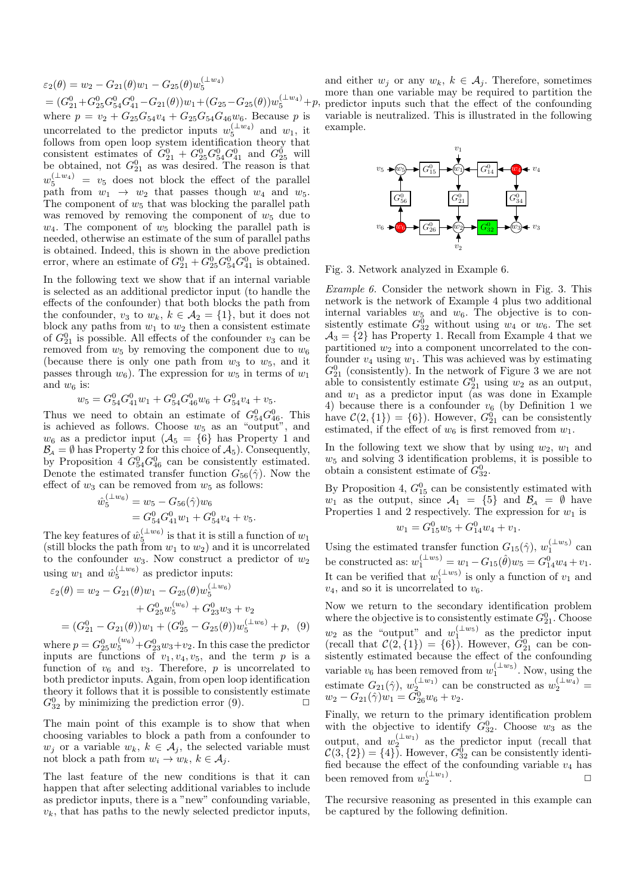$$\varepsilon_2(\theta) = w_2 - G_{21}(\theta)w_1 - G_{25}(\theta)w_5^{(\perp w_4)}$$
$$= (G^0_{21}+G^0_{25}G^0_{54}G^0_{41}-G_{21}(\theta))w_1+(G_{25}-G_{25}(\theta))w_5^{(\perp w_4)}+p,$$

where $p = v_2 + G_{25}G_{54}v_4 + G_{25}G_{54}G_{46}w_6$. Because $p$ is uncorrelated to the predictor inputs $w_5^{(\perp w_4)}$ and $w_1$, it follows from open loop system identification theory that consistent estimates of $G^0_{21} + G^0_{25}G^0_{54}G^0_{41}$ and $G^0_{25}$ will be obtained, not $G^0_{21}$ as was desired. The reason is that $w_5^{(\perp w_4)} = v_5$ does not block the effect of the parallel path from $w_1 \to w_2$ that passes though $w_4$ and $w_5$. The component of $w_5$ that was blocking the parallel path was removed by removing the component of $w_5$ due to $w_4$. The component of $w_5$ blocking the parallel path is needed, otherwise an estimate of the sum of parallel paths is obtained. Indeed, this is shown in the above prediction error, where an estimate of $G^0_{21} + G^0_{25}G^0_{54}G^0_{41}$ is obtained.

In the following text we show that if an internal variable is selected as an additional predictor input (to handle the effects of the confounder) that both blocks the path from the confounder, $v_3$ to $w_k$, $k \in \mathcal{A}_2 = \{1\}$, but it does not block any paths from $w_1$ to $w_2$ then a consistent estimate of $G^0_{21}$ is possible. All effects of the confounder $v_3$ can be removed from $w_5$ by removing the component due to $w_6$ (because there is only one path from $w_3$ to $w_5$, and it passes through $w_6$). The expression for $w_5$ in terms of $w_1$ and $w_6$ is:

$$w_5 = G^0_{54}G^0_{41}w_1 + G^0_{54}G^0_{46}w_6 + G^0_{54}v_4 + v_5.$$

Thus we need to obtain an estimate of $G^0_{54}G^0_{46}$. This is achieved as follows. Choose $w_5$ as an "output", and $w_6$ as a predictor input ($\mathcal{A}_5 = \{6\}$ has Property 1 and $\mathcal{B}_\mathcal{A} = \emptyset$ has Property 2 for this choice of $\mathcal{A}_5$). Consequently, by Proposition 4 $G^0_{54}G^0_{46}$ can be consistently estimated. Denote the estimated transfer function $G_{56}(\hat{\gamma})$. Now the effect of $w_3$ can be removed from $w_5$ as follows:

$$\hat{w}_5^{(\perp w_6)} = w_5 - G_{56}(\hat{\gamma})w_6$$
$$= G^0_{54}G^0_{41}w_1 + G^0_{54}v_4 + v_5.$$

The key features of $\hat{w}_5^{(\perp w_6)}$ is that it is still a function of $w_1$ (still blocks the path from $w_1$ to $w_2$) and it is uncorrelated to the confounder $w_3$. Now construct a predictor of $w_2$ using $w_1$ and $\hat{w}_5^{(\perp w_6)}$ as predictor inputs:

$$\varepsilon_2(\theta) = w_2 - G_{21}(\theta)w_1 - G_{25}(\theta)w_5^{(\perp w_6)} + G^0_{25}w_5^{(w_6)} + G^0_{23}w_3 + v_2$$
$$= (G^0_{21} - G_{21}(\theta))w_1 + (G^0_{25} - G_{25}(\theta))w_5^{(\perp w_6)} + p, \quad (9)$$

where $p = G^0_{25}w_5^{(w_6)}+G^0_{23}w_3+v_2$. In this case the predictor inputs are functions of $v_1, v_4, v_5$, and the term $p$ is a function of $v_6$ and $v_3$. Therefore, $p$ is uncorrelated to both predictor inputs. Again, from open loop identification theory it follows that it is possible to consistently estimate $G^0_{32}$ by minimizing the prediction error (9). $\square$

The main point of this example is to show that when choosing variables to block a path from a confounder to $w_j$ or a variable $w_k$, $k \in \mathcal{A}_j$, the selected variable must not block a path from $w_i \to w_k$, $k \in \mathcal{A}_j$.

The last feature of the new conditions is that it can happen that after selecting additional variables to include as predictor inputs, there is a "new" confounding variable, $v_k$, that has paths to the newly selected predictor inputs, and either $w_j$ or any $w_k$, $k \in \mathcal{A}_j$. Therefore, sometimes more than one variable may be required to partition the predictor inputs such that the effect of the confounding variable is neutralized. This is illustrated in the following example.

Fig. 3. Network analyzed in Example 6.

*Example 6.* Consider the network shown in Fig. 3. This network is the network of Example 4 plus two additional internal variables $w_5$ and $w_6$. The objective is to consistently estimate $G^0_{32}$ without using $w_4$ or $w_6$. The set $\mathcal{A}_3 = \{2\}$ has Property 1. Recall from Example 4 that we partitioned $w_2$ into a component uncorrelated to the confounder $v_4$ using $w_1$. This was achieved was by estimating $G^0_{21}$ (consistently). In the network of Figure 3 we are not able to consistently estimate $G^0_{21}$ using $w_2$ as an output, and $w_1$ as a predictor input (as was done in Example 4) because there is a confounder $v_6$ (by Definition 1 we have $\mathcal{C}(2, \{1\}) = \{6\}$). However, $G^0_{21}$ can be consistently estimated, if the effect of $w_6$ is first removed from $w_1$.

In the following text we show that by using $w_2$, $w_1$ and $w_5$ and solving 3 identification problems, it is possible to obtain a consistent estimate of $G^0_{32}$.

By Proposition 4, $G^0_{15}$ can be consistently estimated with $w_1$ as the output, since $\mathcal{A}_1 = \{5\}$ and $\mathcal{B}_\mathcal{A} = \emptyset$ have Properties 1 and 2 respectively. The expression for $w_1$ is

$$w_1 = G^0_{15}w_5 + G^0_{14}w_4 + v_1.$$

Using the estimated transfer function $G_{15}(\hat{\gamma})$, $w_1^{(\perp w_5)}$ can be constructed as: $w_1^{(\perp w_5)} = w_1 - G_{15}(\hat{\theta})w_5 = G^0_{14}w_4 + v_1$. It can be verified that $w_1^{(\perp w_5)}$ is only a function of $v_1$ and $v_4$, and so it is uncorrelated to $v_6$.

Now we return to the secondary identification problem where the objective is to consistently estimate $G^0_{21}$. Choose $w_2$ as the "output" and $w_1^{(\perp w_5)}$ as the predictor input (recall that $\mathcal{C}(2, \{1\}) = \{6\}$). However, $G^0_{21}$ can be consistently estimated because the effect of the confounding variable $v_6$ has been removed from $w_1^{(\perp w_5)}$. Now, using the estimate $G_{21}(\hat{\gamma})$, $w_2^{(\perp w_1)}$ can be constructed as $w_2^{(\perp w_4)} = w_2 - G_{21}(\hat{\gamma})w_1 = G^0_{26}w_6 + v_2$.

Finally, we return to the primary identification problem with the objective to identify $G^0_{32}$. Choose $w_3$ as the output, and $w_2^{(\perp w_1)}$ as the predictor input (recall that $\mathcal{C}(3, \{2\}) = \{4\}$). However, $G^0_{32}$ can be consistently identified because the effect of the confounding variable $v_4$ has been removed from $w_2^{(\perp w_1)}$. $\square$

The recursive reasoning as presented in this example can be captured by the following definition.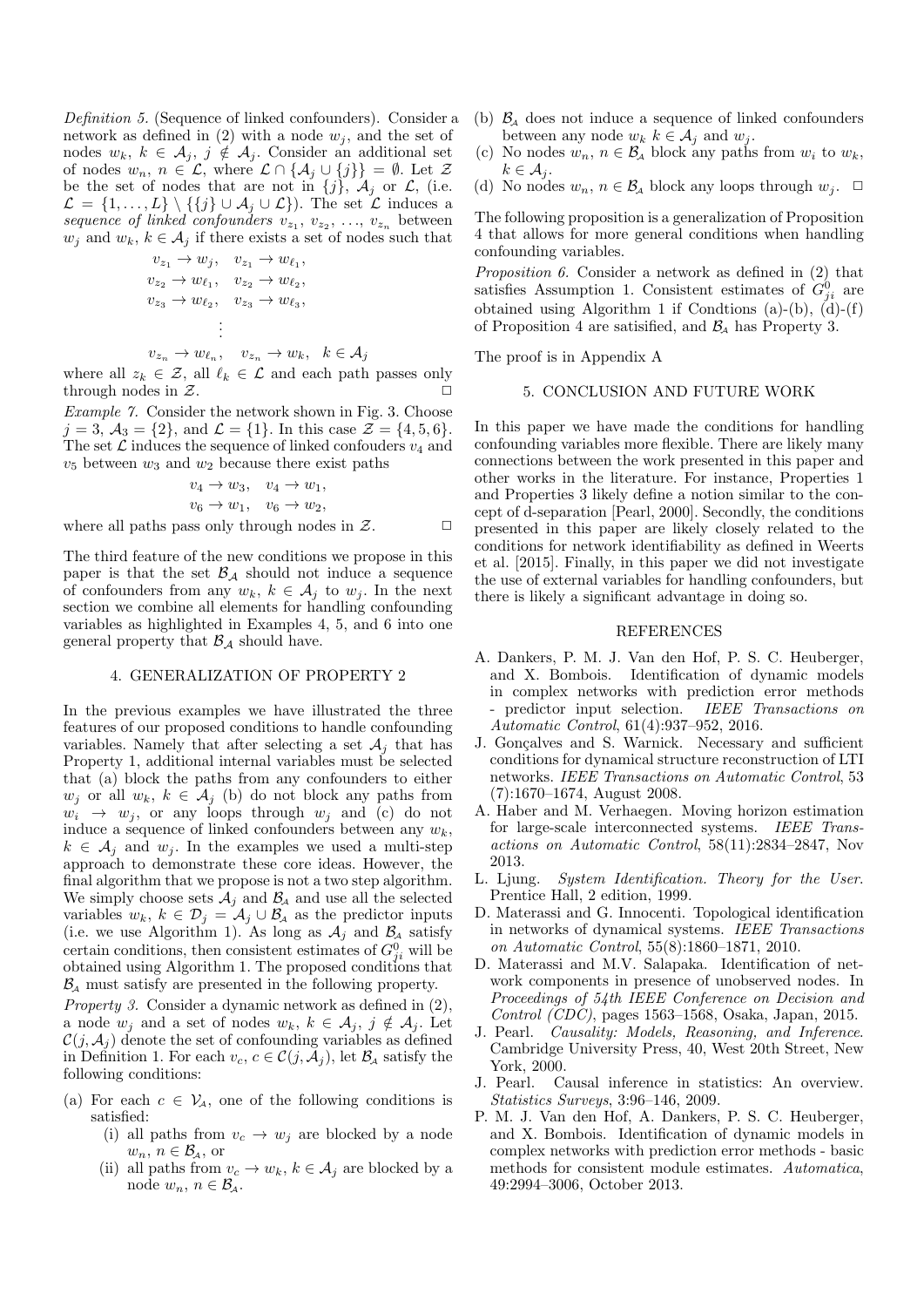*Definition 5.* (Sequence of linked confounders). Consider a network as defined in (2) with a node $w_j$, and the set of nodes $w_k$, $k \in \mathcal{A}_j$, $j \notin \mathcal{A}_j$. Consider an additional set of nodes $w_n$, $n \in \mathcal{L}$, where $\mathcal{L} \cap \{\mathcal{A}_j \cup \{j\}\} = \emptyset$. Let $\mathcal{Z}$ be the set of nodes that are not in $\{j\}$, $\mathcal{A}_j$ or $\mathcal{L}$, (i.e. $\mathcal{L} = \{1, \ldots, L\} \setminus \{\{j\} \cup \mathcal{A}_j \cup \mathcal{L}\}$). The set $\mathcal{L}$ induces a *sequence of linked confounders* $v_{z_1}, v_{z_2}, \ldots, v_{z_n}$ between $w_j$ and $w_k$, $k \in \mathcal{A}_j$ if there exists a set of nodes such that

$$
\begin{aligned}
&v_{z_1} \to w_j, \quad v_{z_1} \to w_{\ell_1}, \\
&v_{z_2} \to w_{\ell_1}, \quad v_{z_2} \to w_{\ell_2}, \\
&v_{z_3} \to w_{\ell_2}, \quad v_{z_3} \to w_{\ell_3}, \\
&\qquad\vdots \\
&v_{z_n} \to w_{\ell_n}, \quad v_{z_n} \to w_k, \quad k \in \mathcal{A}_j
\end{aligned}
$$

where all $z_k \in \mathcal{Z}$, all $\ell_k \in \mathcal{L}$ and each path passes only through nodes in $\mathcal{Z}$. $\Box$

*Example 7.* Consider the network shown in Fig. 3. Choose $j = 3$, $\mathcal{A}_3 = \{2\}$, and $\mathcal{L} = \{1\}$. In this case $\mathcal{Z} = \{4, 5, 6\}$. The set $\mathcal{L}$ induces the sequence of linked confouders $v_4$ and $v_5$ between $w_3$ and $w_2$ because there exist paths

$$
\begin{aligned}
&v_4 \to w_3, \quad v_4 \to w_1, \\
&v_6 \to w_1, \quad v_6 \to w_2,
\end{aligned}
$$

where all paths pass only through nodes in $\mathcal{Z}$. $\Box$

The third feature of the new conditions we propose in this paper is that the set $\mathcal{B}_\mathcal{A}$ should not induce a sequence of confounders from any $w_k$, $k \in \mathcal{A}_j$ to $w_j$. In the next section we combine all elements for handling confounding variables as highlighted in Examples 4, 5, and 6 into one general property that $\mathcal{B}_\mathcal{A}$ should have.

## 4. GENERALIZATION OF PROPERTY 2

In the previous examples we have illustrated the three features of our proposed conditions to handle confounding variables. Namely that after selecting a set $\mathcal{A}_j$ that has Property 1, additional internal variables must be selected that (a) block the paths from any confounders to either $w_j$ or all $w_k$, $k \in \mathcal{A}_j$ (b) do not block any paths from $w_i \to w_j$, or any loops through $w_j$ and (c) do not induce a sequence of linked confounders between any $w_k$, $k \in \mathcal{A}_j$ and $w_j$. In the examples we used a multi-step approach to demonstrate these core ideas. However, the final algorithm that we propose is not a two step algorithm. We simply choose sets $\mathcal{A}_j$ and $\mathcal{B}_\mathcal{A}$ and use all the selected variables $w_k$, $k \in \mathcal{D}_j = \mathcal{A}_j \cup \mathcal{B}_\mathcal{A}$ as the predictor inputs (i.e. we use Algorithm 1). As long as $\mathcal{A}_j$ and $\mathcal{B}_\mathcal{A}$ satisfy certain conditions, then consistent estimates of $G^0_{ji}$ will be obtained using Algorithm 1. The proposed conditions that $\mathcal{B}_\mathcal{A}$ must satisfy are presented in the following property.

*Property 3.* Consider a dynamic network as defined in (2), a node $w_j$ and a set of nodes $w_k$, $k \in \mathcal{A}_j$, $j \notin \mathcal{A}_j$. Let $\mathcal{C}(j, \mathcal{A}_j)$ denote the set of confounding variables as defined in Definition 1. For each $v_c$, $c \in \mathcal{C}(j, \mathcal{A}_j)$, let $\mathcal{B}_\mathcal{A}$ satisfy the following conditions:

(a) For each $c \in \mathcal{V}_\mathcal{A}$, one of the following conditions is satisfied:
   (i) all paths from $v_c \to w_j$ are blocked by a node $w_n$, $n \in \mathcal{B}_\mathcal{A}$, or
   (ii) all paths from $v_c \to w_k$, $k \in \mathcal{A}_j$ are blocked by a node $w_n$, $n \in \mathcal{B}_\mathcal{A}$.

(b) $\mathcal{B}_\mathcal{A}$ does not induce a sequence of linked confounders between any node $w_k$ $k \in \mathcal{A}_j$ and $w_j$.

(c) No nodes $w_n$, $n \in \mathcal{B}_\mathcal{A}$ block any paths from $w_i$ to $w_k$, $k \in \mathcal{A}_j$.

(d) No nodes $w_n$, $n \in \mathcal{B}_\mathcal{A}$ block any loops through $w_j$. $\Box$

The following proposition is a generalization of Proposition 4 that allows for more general conditions when handling confounding variables.

*Proposition 6.* Consider a network as defined in (2) that satisfies Assumption 1. Consistent estimates of $G^0_{ji}$ are obtained using Algorithm 1 if Condtions (a)-(b), (d)-(f) of Proposition 4 are satisified, and $\mathcal{B}_\mathcal{A}$ has Property 3.

The proof is in Appendix A

## 5. CONCLUSION AND FUTURE WORK

In this paper we have made the conditions for handling confounding variables more flexible. There are likely many connections between the work presented in this paper and other works in the literature. For instance, Properties 1 and Properties 3 likely define a notion similar to the concept of d-separation [Pearl, 2000]. Secondly, the conditions presented in this paper are likely closely related to the conditions for network identifiability as defined in Weerts et al. [2015]. Finally, in this paper we did not investigate the use of external variables for handling confounders, but there is likely a significant advantage in doing so.

## REFERENCES

A. Dankers, P. M. J. Van den Hof, P. S. C. Heuberger, and X. Bombois. Identification of dynamic models in complex networks with prediction error methods - predictor input selection. *IEEE Transactions on Automatic Control*, 61(4):937–952, 2016.

J. Gonçalves and S. Warnick. Necessary and sufficient conditions for dynamical structure reconstruction of LTI networks. *IEEE Transactions on Automatic Control*, 53 (7):1670–1674, August 2008.

A. Haber and M. Verhaegen. Moving horizon estimation for large-scale interconnected systems. *IEEE Transactions on Automatic Control*, 58(11):2834–2847, Nov 2013.

L. Ljung. *System Identification. Theory for the User*. Prentice Hall, 2 edition, 1999.

D. Materassi and G. Innocenti. Topological identification in networks of dynamical systems. *IEEE Transactions on Automatic Control*, 55(8):1860–1871, 2010.

D. Materassi and M.V. Salapaka. Identification of network components in presence of unobserved nodes. In *Proceedings of 54th IEEE Conference on Decision and Control (CDC)*, pages 1563–1568, Osaka, Japan, 2015.

J. Pearl. *Causality: Models, Reasoning, and Inference*. Cambridge University Press, 40, West 20th Street, New York, 2000.

J. Pearl. Causal inference in statistics: An overview. *Statistics Surveys*, 3:96–146, 2009.

P. M. J. Van den Hof, A. Dankers, P. S. C. Heuberger, and X. Bombois. Identification of dynamic models in complex networks with prediction error methods - basic methods for consistent module estimates. *Automatica*, 49:2994–3006, October 2013.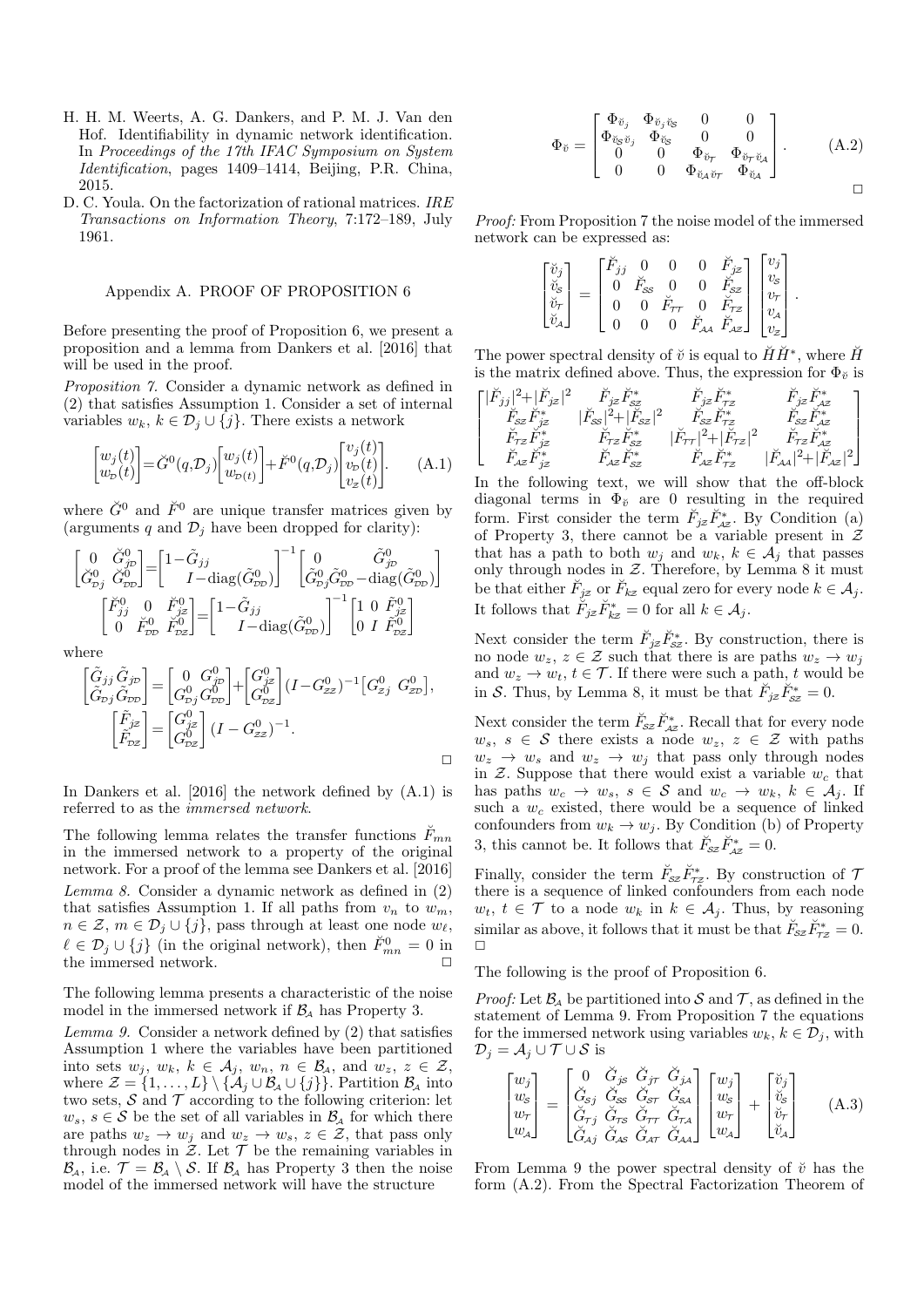H. H. M. Weerts, A. G. Dankers, and P. M. J. Van den Hof. Identifiability in dynamic network identification. In *Proceedings of the 17th IFAC Symposium on System Identification*, pages 1409–1414, Beijing, P.R. China, 2015.

D. C. Youla. On the factorization of rational matrices. *IRE Transactions on Information Theory*, 7:172–189, July 1961.

## Appendix A. PROOF OF PROPOSITION 6

Before presenting the proof of Proposition 6, we present a proposition and a lemma from Dankers et al. [2016] that will be used in the proof.

*Proposition 7.* Consider a dynamic network as defined in (2) that satisfies Assumption 1. Consider a set of internal variables $w_k$, $k \in \mathcal{D}_j \cup \{j\}$. There exists a network

$$\begin{bmatrix} w_j(t) \\ w_{\mathcal{D}}(t) \end{bmatrix} = \breve{G}^0(q,\mathcal{D}_j)\begin{bmatrix} w_j(t) \\ w_{\mathcal{D}(t)} \end{bmatrix} + \breve{F}^0(q,\mathcal{D}_j)\begin{bmatrix} v_j(t) \\ v_{\mathcal{D}}(t) \\ v_{\mathcal{Z}}(t) \end{bmatrix}. \tag{A.1}$$

where $\breve{G}^0$ and $\breve{F}^0$ are unique transfer matrices given by (arguments $q$ and $\mathcal{D}_j$ have been dropped for clarity):

$$\begin{bmatrix} 0 & \breve{G}^0_{j\mathcal{D}} \\ \breve{G}^0_{\mathcal{D}j} & \breve{G}^0_{\mathcal{D}\mathcal{D}} \end{bmatrix} = \begin{bmatrix} 1-\tilde{G}_{jj} & \\ & I-\text{diag}(\tilde{G}^0_{\mathcal{D}\mathcal{D}}) \end{bmatrix}^{-1} \begin{bmatrix} 0 & \tilde{G}^0_{j\mathcal{D}} \\ \tilde{G}^0_{\mathcal{D}j} & \tilde{G}^0_{\mathcal{D}\mathcal{D}} - \text{diag}(\tilde{G}^0_{\mathcal{D}\mathcal{D}}) \end{bmatrix}$$

$$\begin{bmatrix} \breve{F}^0_{jj} & 0 & \breve{F}^0_{j\mathcal{Z}} \\ 0 & \breve{F}^0_{\mathcal{D}\mathcal{D}} & \breve{F}^0_{\mathcal{D}\mathcal{Z}} \end{bmatrix} = \begin{bmatrix} 1-\tilde{G}_{jj} & \\ & I-\text{diag}(\tilde{G}^0_{\mathcal{D}\mathcal{D}}) \end{bmatrix}^{-1} \begin{bmatrix} 1 & 0 & \tilde{F}^0_{j\mathcal{Z}} \\ 0 & I & \tilde{F}^0_{\mathcal{D}\mathcal{Z}} \end{bmatrix}$$

where

$$\begin{bmatrix} \tilde{G}_{jj} & \tilde{G}_{j\mathcal{D}} \\ \tilde{G}_{\mathcal{D}j} & \tilde{G}_{\mathcal{D}\mathcal{D}} \end{bmatrix} = \begin{bmatrix} 0 & G^0_{j\mathcal{D}} \\ G^0_{\mathcal{D}j} & G^0_{\mathcal{D}\mathcal{D}} \end{bmatrix} + \begin{bmatrix} G^0_{j\mathcal{Z}} \\ G^0_{\mathcal{D}\mathcal{Z}} \end{bmatrix} (I-G^0_{\mathcal{Z}\mathcal{Z}})^{-1} \begin{bmatrix} G^0_{\mathcal{Z}j} & G^0_{\mathcal{Z}\mathcal{D}} \end{bmatrix},$$

$$\begin{bmatrix} \tilde{F}_{j\mathcal{Z}} \\ \tilde{F}_{\mathcal{D}\mathcal{Z}} \end{bmatrix} = \begin{bmatrix} G^0_{j\mathcal{Z}} \\ G^0_{\mathcal{D}\mathcal{Z}} \end{bmatrix} (I-G^0_{\mathcal{Z}\mathcal{Z}})^{-1}.$$

□

In Dankers et al. [2016] the network defined by (A.1) is referred to as the *immersed network*.

The following lemma relates the transfer functions $\breve{F}_{mn}$ in the immersed network to a property of the original network. For a proof of the lemma see Dankers et al. [2016]

*Lemma 8.* Consider a dynamic network as defined in (2) that satisfies Assumption 1. If all paths from $v_n$ to $w_m$, $n \in \mathcal{Z}$, $m \in \mathcal{D}_j \cup \{j\}$, pass through at least one node $w_\ell$, $\ell \in \mathcal{D}_j \cup \{j\}$ (in the original network), then $\breve{F}^0_{mn} = 0$ in the immersed network. □

The following lemma presents a characteristic of the noise model in the immersed network if $\mathcal{B}_\mathcal{A}$ has Property 3.

*Lemma 9.* Consider a network defined by (2) that satisfies Assumption 1 where the variables have been partitioned into sets $w_j$, $w_k$, $k \in \mathcal{A}_j$, $w_n$, $n \in \mathcal{B}_\mathcal{A}$, and $w_z$, $z \in \mathcal{Z}$, where $\mathcal{Z} = \{1,\dots,L\} \setminus \{\mathcal{A}_j \cup \mathcal{B}_\mathcal{A} \cup \{j\}\}$. Partition $\mathcal{B}_\mathcal{A}$ into two sets, $\mathcal{S}$ and $\mathcal{T}$ according to the following criterion: let $w_s$, $s \in \mathcal{S}$ be the set of all variables in $\mathcal{B}_\mathcal{A}$ for which there are paths $w_z \to w_j$ and $w_z \to w_s$, $z \in \mathcal{Z}$, that pass only through nodes in $\mathcal{Z}$. Let $\mathcal{T}$ be the remaining variables in $\mathcal{B}_\mathcal{A}$, i.e. $\mathcal{T} = \mathcal{B}_\mathcal{A} \setminus \mathcal{S}$. If $\mathcal{B}_\mathcal{A}$ has Property 3 then the noise model of the immersed network will have the structure

$$\Phi_{\breve{v}} = \begin{bmatrix} \Phi_{\breve{v}_j} & \Phi_{\breve{v}_j\breve{v}_\mathcal{S}} & 0 & 0 \\ \Phi_{\breve{v}_\mathcal{S}\breve{v}_j} & \Phi_{\breve{v}_\mathcal{S}} & 0 & 0 \\ 0 & 0 & \Phi_{\breve{v}_\mathcal{T}} & \Phi_{\breve{v}_\mathcal{T}\breve{v}_\mathcal{A}} \\ 0 & 0 & \Phi_{\breve{v}_\mathcal{A}\breve{v}_\mathcal{T}} & \Phi_{\breve{v}_\mathcal{A}} \end{bmatrix}. \tag{A.2}$$

□

*Proof:* From Proposition 7 the noise model of the immersed network can be expressed as:

$$\begin{bmatrix} \breve{v}_j \\ \breve{v}_\mathcal{S} \\ \breve{v}_\mathcal{T} \\ \breve{v}_\mathcal{A} \end{bmatrix} = \begin{bmatrix} \breve{F}_{jj} & 0 & 0 & 0 & \breve{F}_{j\mathcal{Z}} \\ 0 & \breve{F}_{\mathcal{S}\mathcal{S}} & 0 & 0 & \breve{F}_{\mathcal{S}\mathcal{Z}} \\ 0 & 0 & \breve{F}_{\mathcal{T}\mathcal{T}} & 0 & \breve{F}_{\mathcal{T}\mathcal{Z}} \\ 0 & 0 & 0 & \breve{F}_{\mathcal{A}\mathcal{A}} & \breve{F}_{\mathcal{A}\mathcal{Z}} \end{bmatrix} \begin{bmatrix} v_j \\ v_\mathcal{S} \\ v_\mathcal{T} \\ v_\mathcal{A} \\ v_\mathcal{Z} \end{bmatrix}.$$

The power spectral density of $\breve{v}$ is equal to $\breve{H}\breve{H}^*$, where $\breve{H}$ is the matrix defined above. Thus, the expression for $\Phi_{\breve{v}}$ is

$$\begin{bmatrix} |\breve{F}_{jj}|^2+|\breve{F}_{j\mathcal{Z}}|^2 & \breve{F}_{j\mathcal{Z}}\breve{F}^*_{\mathcal{S}\mathcal{Z}} & \breve{F}_{j\mathcal{Z}}\breve{F}^*_{\mathcal{T}\mathcal{Z}} & \breve{F}_{j\mathcal{Z}}\breve{F}^*_{\mathcal{A}\mathcal{Z}} \\ \breve{F}_{\mathcal{S}\mathcal{Z}}\breve{F}^*_{j\mathcal{Z}} & |\breve{F}_{\mathcal{S}\mathcal{S}}|^2+|\breve{F}_{\mathcal{S}\mathcal{Z}}|^2 & \breve{F}_{\mathcal{S}\mathcal{Z}}\breve{F}^*_{\mathcal{T}\mathcal{Z}} & \breve{F}_{\mathcal{S}\mathcal{Z}}\breve{F}^*_{\mathcal{A}\mathcal{Z}} \\ \breve{F}_{\mathcal{T}\mathcal{Z}}\breve{F}^*_{j\mathcal{Z}} & \breve{F}_{\mathcal{T}\mathcal{Z}}\breve{F}^*_{\mathcal{S}\mathcal{Z}} & |\breve{F}_{\mathcal{T}\mathcal{T}}|^2+|\breve{F}_{\mathcal{T}\mathcal{Z}}|^2 & \breve{F}_{\mathcal{T}\mathcal{Z}}\breve{F}^*_{\mathcal{A}\mathcal{Z}} \\ \breve{F}_{\mathcal{A}\mathcal{Z}}\breve{F}^*_{j\mathcal{Z}} & \breve{F}_{\mathcal{A}\mathcal{Z}}\breve{F}^*_{\mathcal{S}\mathcal{Z}} & \breve{F}_{\mathcal{A}\mathcal{Z}}\breve{F}^*_{\mathcal{T}\mathcal{Z}} & |\breve{F}_{\mathcal{A}\mathcal{A}}|^2+|\breve{F}_{\mathcal{A}\mathcal{Z}}|^2 \end{bmatrix}$$

In the following text, we will show that the off-block diagonal terms in $\Phi_{\breve{v}}$ are 0 resulting in the required form. First consider the term $\breve{F}_{j\mathcal{Z}}\breve{F}^*_{\mathcal{A}\mathcal{Z}}$. By Condition (a) of Property 3, there cannot be a variable present in $\mathcal{Z}$ that has a path to both $w_j$ and $w_k$, $k \in \mathcal{A}_j$ that passes only through nodes in $\mathcal{Z}$. Therefore, by Lemma 8 it must be that either $\breve{F}_{j\mathcal{Z}}$ or $\breve{F}_{k\mathcal{Z}}$ equal zero for every node $k \in \mathcal{A}_j$. It follows that $\breve{F}_{j\mathcal{Z}}\breve{F}^*_{k\mathcal{Z}} = 0$ for all $k \in \mathcal{A}_j$.

Next consider the term $\breve{F}_{j\mathcal{Z}}\breve{F}^*_{\mathcal{S}\mathcal{Z}}$. By construction, there is no node $w_z$, $z \in \mathcal{Z}$ such that there is are paths $w_z \to w_j$ and $w_z \to w_t$, $t \in \mathcal{T}$. If there were such a path, $t$ would be in $\mathcal{S}$. Thus, by Lemma 8, it must be that $\breve{F}_{j\mathcal{Z}}\breve{F}^*_{\mathcal{S}\mathcal{Z}} = 0$.

Next consider the term $\breve{F}_{\mathcal{S}\mathcal{Z}}\breve{F}^*_{\mathcal{A}\mathcal{Z}}$. Recall that for every node $w_s$, $s \in \mathcal{S}$ there exists a node $w_z$, $z \in \mathcal{Z}$ with paths $w_z \to w_s$ and $w_z \to w_j$ that pass only through nodes in $\mathcal{Z}$. Suppose that there would exist a variable $w_c$ that has paths $w_c \to w_s$, $s \in \mathcal{S}$ and $w_c \to w_k$, $k \in \mathcal{A}_j$. If such a $w_c$ existed, there would be a sequence of linked confounders from $w_k \to w_j$. By Condition (b) of Property 3, this cannot be. It follows that $\breve{F}_{\mathcal{S}\mathcal{Z}}\breve{F}^*_{\mathcal{A}\mathcal{Z}} = 0$.

Finally, consider the term $\breve{F}_{\mathcal{S}\mathcal{Z}}\breve{F}^*_{\mathcal{T}\mathcal{Z}}$. By construction of $\mathcal{T}$ there is a sequence of linked confounders from each node $w_t$, $t \in \mathcal{T}$ to a node $w_k$ in $k \in \mathcal{A}_j$. Thus, by reasoning similar as above, it follows that it must be that $\breve{F}_{\mathcal{S}\mathcal{Z}}\breve{F}^*_{\mathcal{T}\mathcal{Z}} = 0$. □

The following is the proof of Proposition 6.

*Proof:* Let $\mathcal{B}_\mathcal{A}$ be partitioned into $\mathcal{S}$ and $\mathcal{T}$, as defined in the statement of Lemma 9. From Proposition 7 the equations for the immersed network using variables $w_k$, $k \in \mathcal{D}_j$, with $\mathcal{D}_j = \mathcal{A}_j \cup \mathcal{T} \cup \mathcal{S}$ is

$$\begin{bmatrix} w_j \\ w_\mathcal{S} \\ w_\mathcal{T} \\ w_\mathcal{A} \end{bmatrix} = \begin{bmatrix} 0 & \breve{G}_{j\mathcal{S}} & \breve{G}_{j\mathcal{T}} & \breve{G}_{j\mathcal{A}} \\ \breve{G}_{\mathcal{S}j} & \breve{G}_{\mathcal{S}\mathcal{S}} & \breve{G}_{\mathcal{S}\mathcal{T}} & \breve{G}_{\mathcal{S}\mathcal{A}} \\ \breve{G}_{\mathcal{T}j} & \breve{G}_{\mathcal{T}\mathcal{S}} & \breve{G}_{\mathcal{T}\mathcal{T}} & \breve{G}_{\mathcal{T}\mathcal{A}} \\ \breve{G}_{\mathcal{A}j} & \breve{G}_{\mathcal{A}\mathcal{S}} & \breve{G}_{\mathcal{A}\mathcal{T}} & \breve{G}_{\mathcal{A}\mathcal{A}} \end{bmatrix} \begin{bmatrix} w_j \\ w_\mathcal{S} \\ w_\mathcal{T} \\ w_\mathcal{A} \end{bmatrix} + \begin{bmatrix} \breve{v}_j \\ \breve{v}_\mathcal{S} \\ \breve{v}_\mathcal{T} \\ \breve{v}_\mathcal{A} \end{bmatrix} \tag{A.3}$$

From Lemma 9 the power spectral density of $\breve{v}$ has the form (A.2). From the Spectral Factorization Theorem of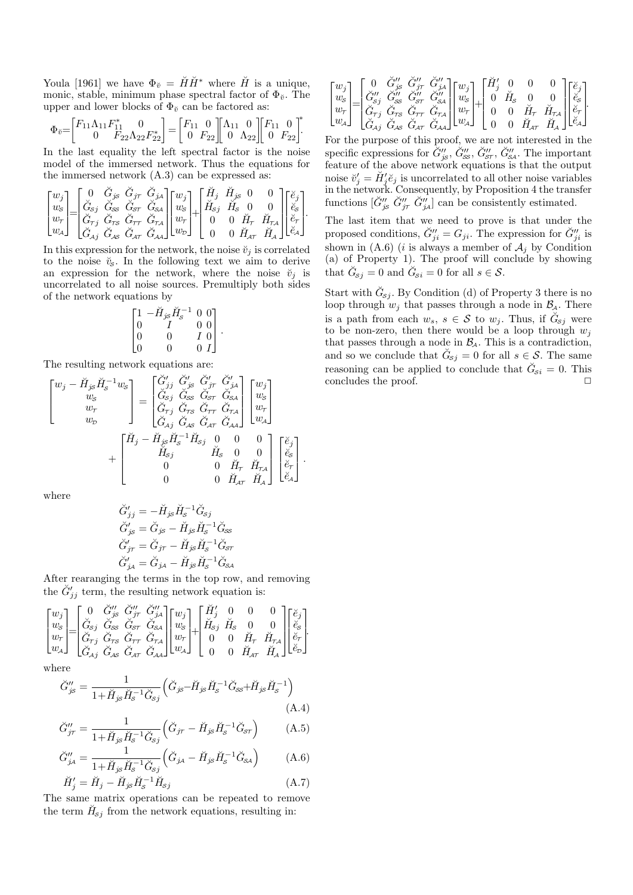Youla [1961] we have $\Phi_{\breve{v}} = \breve{H}\breve{H}^*$ where $\breve{H}$ is a unique, monic, stable, minimum phase spectral factor of $\Phi_{\breve{v}}$. The upper and lower blocks of $\Phi_{\breve{v}}$ can be factored as:

$$\Phi_{\breve{v}}=\begin{bmatrix}F_{11}\Lambda_{11}F_{11}^* & 0\\ 0 & F_{22}\Lambda_{22}F_{22}^*\end{bmatrix}=\begin{bmatrix}F_{11} & 0\\ 0 & F_{22}\end{bmatrix}\begin{bmatrix}\Lambda_{11} & 0\\ 0 & \Lambda_{22}\end{bmatrix}\begin{bmatrix}F_{11} & 0\\ 0 & F_{22}\end{bmatrix}^*.$$

In the last equality the left spectral factor is the noise model of the immersed network. Thus the equations for the immersed network (A.3) can be expressed as:

$$\begin{bmatrix}w_j\\ w_{\mathcal{S}}\\ w_{\mathcal{T}}\\ w_{\mathcal{A}}\end{bmatrix}=\begin{bmatrix}0 & \breve{G}_{j\mathcal{S}} & \breve{G}_{j\mathcal{T}} & \breve{G}_{j\mathcal{A}}\\ \breve{G}_{\mathcal{S}j} & \breve{G}_{\mathcal{S}\mathcal{S}} & \breve{G}_{\mathcal{S}\mathcal{T}} & \breve{G}_{\mathcal{S}\mathcal{A}}\\ \breve{G}_{\mathcal{T}j} & \breve{G}_{\mathcal{T}\mathcal{S}} & \breve{G}_{\mathcal{T}\mathcal{T}} & \breve{G}_{\mathcal{T}\mathcal{A}}\\ \breve{G}_{\mathcal{A}j} & \breve{G}_{\mathcal{A}\mathcal{S}} & \breve{G}_{\mathcal{A}\mathcal{T}} & \breve{G}_{\mathcal{A}\mathcal{A}}\end{bmatrix}\begin{bmatrix}w_j\\ w_{\mathcal{S}}\\ w_{\mathcal{T}}\\ w_{\mathcal{D}}\end{bmatrix}+\begin{bmatrix}\breve{H}_j & \breve{H}_{j\mathcal{S}} & 0 & 0\\ \breve{H}_{\mathcal{S}j} & \breve{H}_{\mathcal{S}} & 0 & 0\\ 0 & 0 & \breve{H}_{\mathcal{T}} & \breve{H}_{\mathcal{T}\mathcal{A}}\\ 0 & 0 & \breve{H}_{\mathcal{A}\mathcal{T}} & \breve{H}_{\mathcal{A}}\end{bmatrix}\begin{bmatrix}\breve{e}_j\\ \breve{e}_{\mathcal{S}}\\ \breve{e}_{\mathcal{T}}\\ \breve{e}_{\mathcal{A}}\end{bmatrix}.$$

In this expression for the network, the noise $\breve{v}_j$ is correlated to the noise $\breve{v}_{\mathcal{S}}$. In the following text we aim to derive an expression for the network, where the noise $\breve{v}_j$ is uncorrelated to all noise sources. Premultiply both sides of the network equations by

$$\begin{bmatrix}1 & -\breve{H}_{j\mathcal{S}}\breve{H}_{\mathcal{S}}^{-1} & 0 & 0\\ 0 & I & 0 & 0\\ 0 & 0 & I & 0\\ 0 & 0 & 0 & I\end{bmatrix}.$$

The resulting network equations are:

$$\begin{bmatrix}w_j-\breve{H}_{j\mathcal{S}}\breve{H}_{\mathcal{S}}^{-1}w_{\mathcal{S}}\\ w_{\mathcal{S}}\\ w_{\mathcal{T}}\\ w_{\mathcal{D}}\end{bmatrix}=\begin{bmatrix}\breve{G}'_{jj} & \breve{G}'_{j\mathcal{S}} & \breve{G}'_{j\mathcal{T}} & \breve{G}'_{j\mathcal{A}}\\ \breve{G}_{\mathcal{S}j} & \breve{G}_{\mathcal{S}\mathcal{S}} & \breve{G}_{\mathcal{S}\mathcal{T}} & \breve{G}_{\mathcal{S}\mathcal{A}}\\ \breve{G}_{\mathcal{T}j} & \breve{G}_{\mathcal{T}\mathcal{S}} & \breve{G}_{\mathcal{T}\mathcal{T}} & \breve{G}_{\mathcal{T}\mathcal{A}}\\ \breve{G}_{\mathcal{A}j} & \breve{G}_{\mathcal{A}\mathcal{S}} & \breve{G}_{\mathcal{A}\mathcal{T}} & \breve{G}_{\mathcal{A}\mathcal{A}}\end{bmatrix}\begin{bmatrix}w_j\\ w_{\mathcal{S}}\\ w_{\mathcal{T}}\\ w_{\mathcal{A}}\end{bmatrix}+\begin{bmatrix}\breve{H}_j-\breve{H}_{j\mathcal{S}}\breve{H}_{\mathcal{S}}^{-1}\breve{H}_{\mathcal{S}j} & 0 & 0 & 0\\ \breve{H}_{\mathcal{S}j} & \breve{H}_{\mathcal{S}} & 0 & 0\\ 0 & 0 & \breve{H}_{\mathcal{T}} & \breve{H}_{\mathcal{T}\mathcal{A}}\\ 0 & 0 & \breve{H}_{\mathcal{A}\mathcal{T}} & \breve{H}_{\mathcal{A}}\end{bmatrix}\begin{bmatrix}\breve{e}_j\\ \breve{e}_{\mathcal{S}}\\ \breve{e}_{\mathcal{T}}\\ \breve{e}_{\mathcal{A}}\end{bmatrix}.$$

where

$$\begin{aligned}\breve{G}'_{jj}&=-\breve{H}_{j\mathcal{S}}\breve{H}_{\mathcal{S}}^{-1}\breve{G}_{\mathcal{S}j}\\ \breve{G}'_{j\mathcal{S}}&=\breve{G}_{j\mathcal{S}}-\breve{H}_{j\mathcal{S}}\breve{H}_{\mathcal{S}}^{-1}\breve{G}_{\mathcal{S}\mathcal{S}}\\ \breve{G}'_{j\mathcal{T}}&=\breve{G}_{j\mathcal{T}}-\breve{H}_{j\mathcal{S}}\breve{H}_{\mathcal{S}}^{-1}\breve{G}_{\mathcal{S}\mathcal{T}}\\ \breve{G}'_{j\mathcal{A}}&=\breve{G}_{j\mathcal{A}}-\breve{H}_{j\mathcal{S}}\breve{H}_{\mathcal{S}}^{-1}\breve{G}_{\mathcal{S}\mathcal{A}}\end{aligned}$$

After rearanging the terms in the top row, and removing the $\breve{G}'_{jj}$ term, the resulting network equation is:

$$\begin{bmatrix}w_j\\ w_{\mathcal{S}}\\ w_{\mathcal{T}}\\ w_{\mathcal{A}}\end{bmatrix}=\begin{bmatrix}0 & \breve{G}''_{j\mathcal{S}} & \breve{G}''_{j\mathcal{T}} & \breve{G}''_{j\mathcal{A}}\\ \breve{G}_{\mathcal{S}j} & \breve{G}_{\mathcal{S}\mathcal{S}} & \breve{G}_{\mathcal{S}\mathcal{T}} & \breve{G}_{\mathcal{S}\mathcal{A}}\\ \breve{G}_{\mathcal{T}j} & \breve{G}_{\mathcal{T}\mathcal{S}} & \breve{G}_{\mathcal{T}\mathcal{T}} & \breve{G}_{\mathcal{T}\mathcal{A}}\\ \breve{G}_{\mathcal{A}j} & \breve{G}_{\mathcal{A}\mathcal{S}} & \breve{G}_{\mathcal{A}\mathcal{T}} & \breve{G}_{\mathcal{A}\mathcal{A}}\end{bmatrix}\begin{bmatrix}w_j\\ w_{\mathcal{S}}\\ w_{\mathcal{T}}\\ w_{\mathcal{A}}\end{bmatrix}+\begin{bmatrix}\breve{H}'_j & 0 & 0 & 0\\ \breve{H}_{\mathcal{S}j} & \breve{H}_{\mathcal{S}} & 0 & 0\\ 0 & 0 & \breve{H}_{\mathcal{T}} & \breve{H}_{\mathcal{T}\mathcal{A}}\\ 0 & 0 & \breve{H}_{\mathcal{A}\mathcal{T}} & \breve{H}_{\mathcal{A}}\end{bmatrix}\begin{bmatrix}\breve{e}_j\\ \breve{e}_{\mathcal{S}}\\ \breve{e}_{\mathcal{T}}\\ \breve{e}_{\mathcal{D}}\end{bmatrix}.$$

where

$$\breve{G}''_{j\mathcal{S}}=\frac{1}{1+\breve{H}_{j\mathcal{S}}\breve{H}_{\mathcal{S}}^{-1}\breve{G}_{\mathcal{S}j}}\Big(\breve{G}_{j\mathcal{S}}-\breve{H}_{j\mathcal{S}}\breve{H}_{\mathcal{S}}^{-1}\breve{G}_{\mathcal{S}\mathcal{S}}+\breve{H}_{j\mathcal{S}}\breve{H}_{\mathcal{S}}^{-1}\Big) \tag{A.4}$$

$$\breve{G}''_{j\mathcal{T}}=\frac{1}{1+\breve{H}_{j\mathcal{S}}\breve{H}_{\mathcal{S}}^{-1}\breve{G}_{\mathcal{S}j}}\Big(\breve{G}_{j\mathcal{T}}-\breve{H}_{j\mathcal{S}}\breve{H}_{\mathcal{S}}^{-1}\breve{G}_{\mathcal{S}\mathcal{T}}\Big) \tag{A.5}$$

$$\breve{G}''_{j\mathcal{A}}=\frac{1}{1+\breve{H}_{j\mathcal{S}}\breve{H}_{\mathcal{S}}^{-1}\breve{G}_{\mathcal{S}j}}\Big(\breve{G}_{j\mathcal{A}}-\breve{H}_{j\mathcal{S}}\breve{H}_{\mathcal{S}}^{-1}\breve{G}_{\mathcal{S}\mathcal{A}}\Big) \tag{A.6}$$

$$\breve{H}'_j=\breve{H}_j-\breve{H}_{j\mathcal{S}}\breve{H}_{\mathcal{S}}^{-1}\breve{H}_{\mathcal{S}j} \tag{A.7}$$

The same matrix operations can be repeated to remove the term $\breve{H}_{\mathcal{S}j}$ from the network equations, resulting in:

$$\begin{bmatrix}w_j\\ w_{\mathcal{S}}\\ w_{\mathcal{T}}\\ w_{\mathcal{A}}\end{bmatrix}=\begin{bmatrix}0 & \breve{G}''_{j\mathcal{S}} & \breve{G}''_{j\mathcal{T}} & \breve{G}''_{j\mathcal{A}}\\ \breve{G}''_{\mathcal{S}j} & \breve{G}''_{\mathcal{S}\mathcal{S}} & \breve{G}''_{\mathcal{S}\mathcal{T}} & \breve{G}''_{\mathcal{S}\mathcal{A}}\\ \breve{G}_{\mathcal{T}j} & \breve{G}_{\mathcal{T}\mathcal{S}} & \breve{G}_{\mathcal{T}\mathcal{T}} & \breve{G}_{\mathcal{T}\mathcal{A}}\\ \breve{G}_{\mathcal{A}j} & \breve{G}_{\mathcal{A}\mathcal{S}} & \breve{G}_{\mathcal{A}\mathcal{T}} & \breve{G}_{\mathcal{A}\mathcal{A}}\end{bmatrix}\begin{bmatrix}w_j\\ w_{\mathcal{S}}\\ w_{\mathcal{T}}\\ w_{\mathcal{A}}\end{bmatrix}+\begin{bmatrix}\breve{H}'_j & 0 & 0 & 0\\ 0 & \breve{H}_{\mathcal{S}} & 0 & 0\\ 0 & 0 & \breve{H}_{\mathcal{T}} & \breve{H}_{\mathcal{T}\mathcal{A}}\\ 0 & 0 & \breve{H}_{\mathcal{A}\mathcal{T}} & \breve{H}_{\mathcal{A}}\end{bmatrix}\begin{bmatrix}\breve{e}_j\\ \breve{e}_{\mathcal{S}}\\ \breve{e}_{\mathcal{T}}\\ \breve{e}_{\mathcal{A}}\end{bmatrix}.$$

For the purpose of this proof, we are not interested in the specific expressions for $\breve{G}''_{j\mathcal{S}}$, $\breve{G}''_{\mathcal{S}\mathcal{S}}$, $\breve{G}''_{\mathcal{S}\mathcal{T}}$, $\breve{G}''_{\mathcal{S}\mathcal{A}}$. The important feature of the above network equations is that the output noise $\breve{v}'_j = \breve{H}'_j\breve{e}_j$ is uncorrelated to all other noise variables in the network. Consequently, by Proposition 4 the transfer functions $[\breve{G}''_{j\mathcal{S}}\ \breve{G}''_{j\mathcal{T}}\ \breve{G}''_{j\mathcal{A}}]$ can be consistently estimated.

The last item that we need to prove is that under the proposed conditions, $\breve{G}''_{ji} = G_{ji}$. The expression for $\breve{G}''_{ji}$ is shown in (A.6) ($i$ is always a member of $\mathcal{A}_j$ by Condition (a) of Property 1). The proof will conclude by showing that $\breve{G}_{\mathcal{S}j} = 0$ and $\breve{G}_{\mathcal{S}i} = 0$ for all $s \in \mathcal{S}$.

Start with $\breve{G}_{\mathcal{S}j}$. By Condition (d) of Property 3 there is no loop through $w_j$ that passes through a node in $\mathcal{B}_{\mathcal{A}}$. There is a path from each $w_s$, $s \in \mathcal{S}$ to $w_j$. Thus, if $\breve{G}_{\mathcal{S}j}$ were to be non-zero, then there would be a loop through $w_j$ that passes through a node in $\mathcal{B}_{\mathcal{A}}$. This is a contradiction, and so we conclude that $\breve{G}_{\mathcal{S}j} = 0$ for all $s \in \mathcal{S}$. The same reasoning can be applied to conclude that $\breve{G}_{\mathcal{S}i} = 0$. This concludes the proof. □